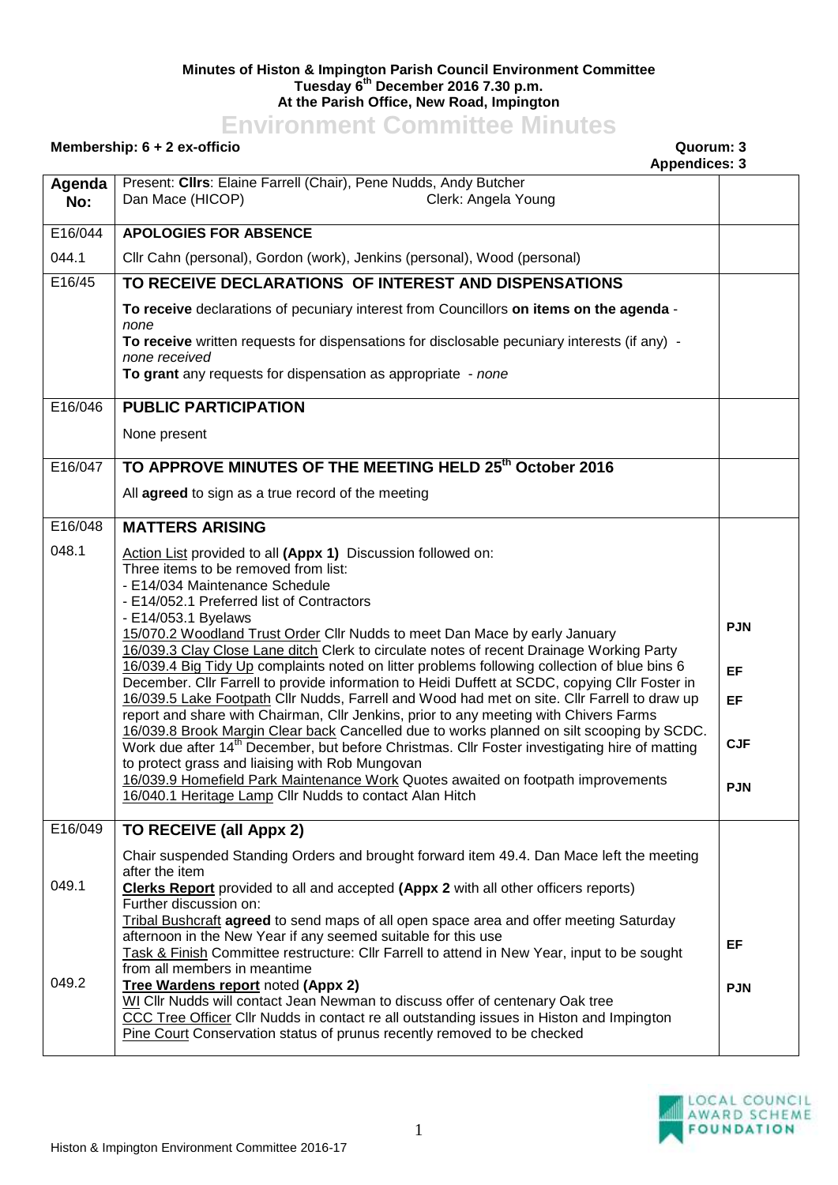**Minutes of Histon & Impington Parish Council Environment Committee**
**Tuesday 6th December 2016 7.30 p.m.**
**At the Parish Office, New Road, Impington**

# Environment Committee Minutes

**Membership: 6 + 2 ex-officio** — **Quorum: 3**
**Appendices: 3**

| Agenda No: | Present: **Cllrs**: Elaine Farrell (Chair), Pene Nudds, Andy Butcher<br>Dan Mace (HICOP) Clerk: Angela Young | |
|---|---|---|
| E16/044 | **APOLOGIES FOR ABSENCE** | |
| 044.1 | Cllr Cahn (personal), Gordon (work), Jenkins (personal), Wood (personal) | |
| E16/45 | **TO RECEIVE DECLARATIONS OF INTEREST AND DISPENSATIONS**<br>**To receive** declarations of pecuniary interest from Councillors **on items on the agenda** - *none*<br>**To receive** written requests for dispensations for disclosable pecuniary interests (if any) - *none received*<br>**To grant** any requests for dispensation as appropriate - *none* | |
| E16/046 | **PUBLIC PARTICIPATION**<br>None present | |
| E16/047 | **TO APPROVE MINUTES OF THE MEETING HELD 25th October 2016**<br>All **agreed** to sign as a true record of the meeting | |
| E16/048 | **MATTERS ARISING** | |
| 048.1 | Action List provided to all **(Appx 1)** Discussion followed on:<br>Three items to be removed from list:<br>- E14/034 Maintenance Schedule<br>- E14/052.1 Preferred list of Contractors<br>- E14/053.1 Byelaws<br>15/070.2 Woodland Trust Order Cllr Nudds to meet Dan Mace by early January<br>16/039.3 Clay Close Lane ditch Clerk to circulate notes of recent Drainage Working Party<br>16/039.4 Big Tidy Up complaints noted on litter problems following collection of blue bins 6 December. Cllr Farrell to provide information to Heidi Duffett at SCDC, copying Cllr Foster in<br>16/039.5 Lake Footpath Cllr Nudds, Farrell and Wood had met on site. Cllr Farrell to draw up report and share with Chairman, Cllr Jenkins, prior to any meeting with Chivers Farms<br>16/039.8 Brook Margin Clear back Cancelled due to works planned on silt scooping by SCDC. Work due after 14th December, but before Christmas. Cllr Foster investigating hire of matting to protect grass and liaising with Rob Mungovan<br>16/039.9 Homefield Park Maintenance Work Quotes awaited on footpath improvements<br>16/040.1 Heritage Lamp Cllr Nudds to contact Alan Hitch | **PJN**<br><br>**EF**<br><br>**EF**<br><br>**CJF**<br><br>**PJN** |
| E16/049 | **TO RECEIVE (all Appx 2)**<br>Chair suspended Standing Orders and brought forward item 49.4. Dan Mace left the meeting after the item | |
| 049.1 | **Clerks Report** provided to all and accepted **(Appx 2** with all other officers reports)<br>Further discussion on:<br>Tribal Bushcraft **agreed** to send maps of all open space area and offer meeting Saturday afternoon in the New Year if any seemed suitable for this use<br>Task & Finish Committee restructure: Cllr Farrell to attend in New Year, input to be sought from all members in meantime | **EF** |
| 049.2 | **Tree Wardens report** noted **(Appx 2)**<br>WI Cllr Nudds will contact Jean Newman to discuss offer of centenary Oak tree<br>CCC Tree Officer Cllr Nudds in contact re all outstanding issues in Histon and Impington<br>Pine Court Conservation status of prunus recently removed to be checked | **PJN** |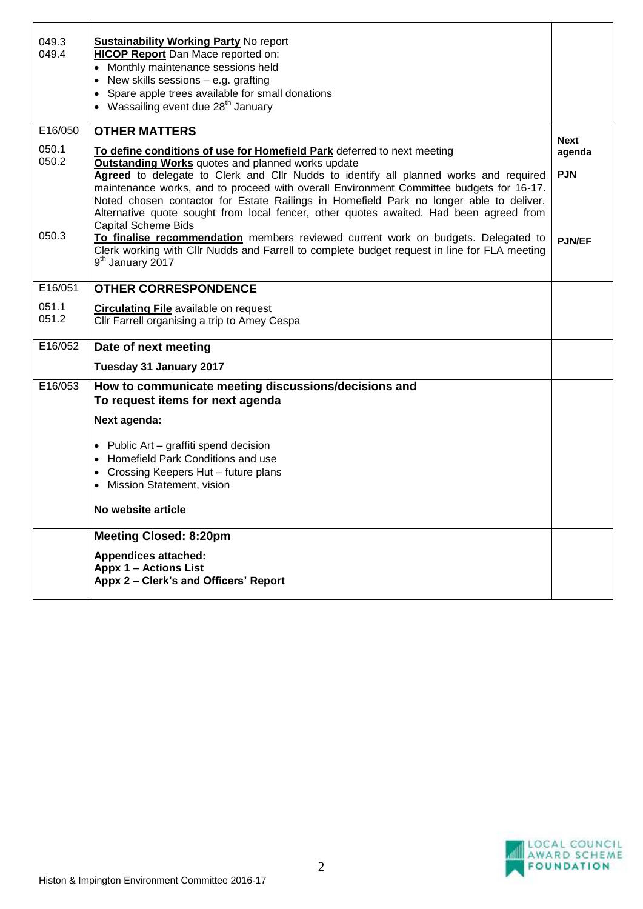| | | |
|---|---|---|
| 049.3<br>049.4 | **Sustainability Working Party** No report<br>**HICOP Report** Dan Mace reported on:<br>• Monthly maintenance sessions held<br>• New skills sessions – e.g. grafting<br>• Spare apple trees available for small donations<br>• Wassailing event due 28th January | |
| E16/050 | **OTHER MATTERS** | |
| 050.1<br>050.2 | **To define conditions of use for Homefield Park** deferred to next meeting<br>**Outstanding Works** quotes and planned works update<br>**Agreed** to delegate to Clerk and Cllr Nudds to identify all planned works and required maintenance works, and to proceed with overall Environment Committee budgets for 16-17. Noted chosen contactor for Estate Railings in Homefield Park no longer able to deliver. Alternative quote sought from local fencer, other quotes awaited. Had been agreed from Capital Scheme Bids | **Next agenda**<br>**PJN** |
| 050.3 | **To finalise recommendation** members reviewed current work on budgets. Delegated to Clerk working with Cllr Nudds and Farrell to complete budget request in line for FLA meeting 9th January 2017 | **PJN/EF** |
| E16/051 | **OTHER CORRESPONDENCE** | |
| 051.1<br>051.2 | **Circulating File** available on request<br>Cllr Farrell organising a trip to Amey Cespa | |
| E16/052 | **Date of next meeting**<br>**Tuesday 31 January 2017** | |
| E16/053 | **How to communicate meeting discussions/decisions and To request items for next agenda**<br>**Next agenda:**<br>• Public Art – graffiti spend decision<br>• Homefield Park Conditions and use<br>• Crossing Keepers Hut – future plans<br>• Mission Statement, vision<br>**No website article** | |
| | **Meeting Closed: 8:20pm**<br>**Appendices attached:**<br>**Appx 1 – Actions List**<br>**Appx 2 – Clerk's and Officers' Report** | |